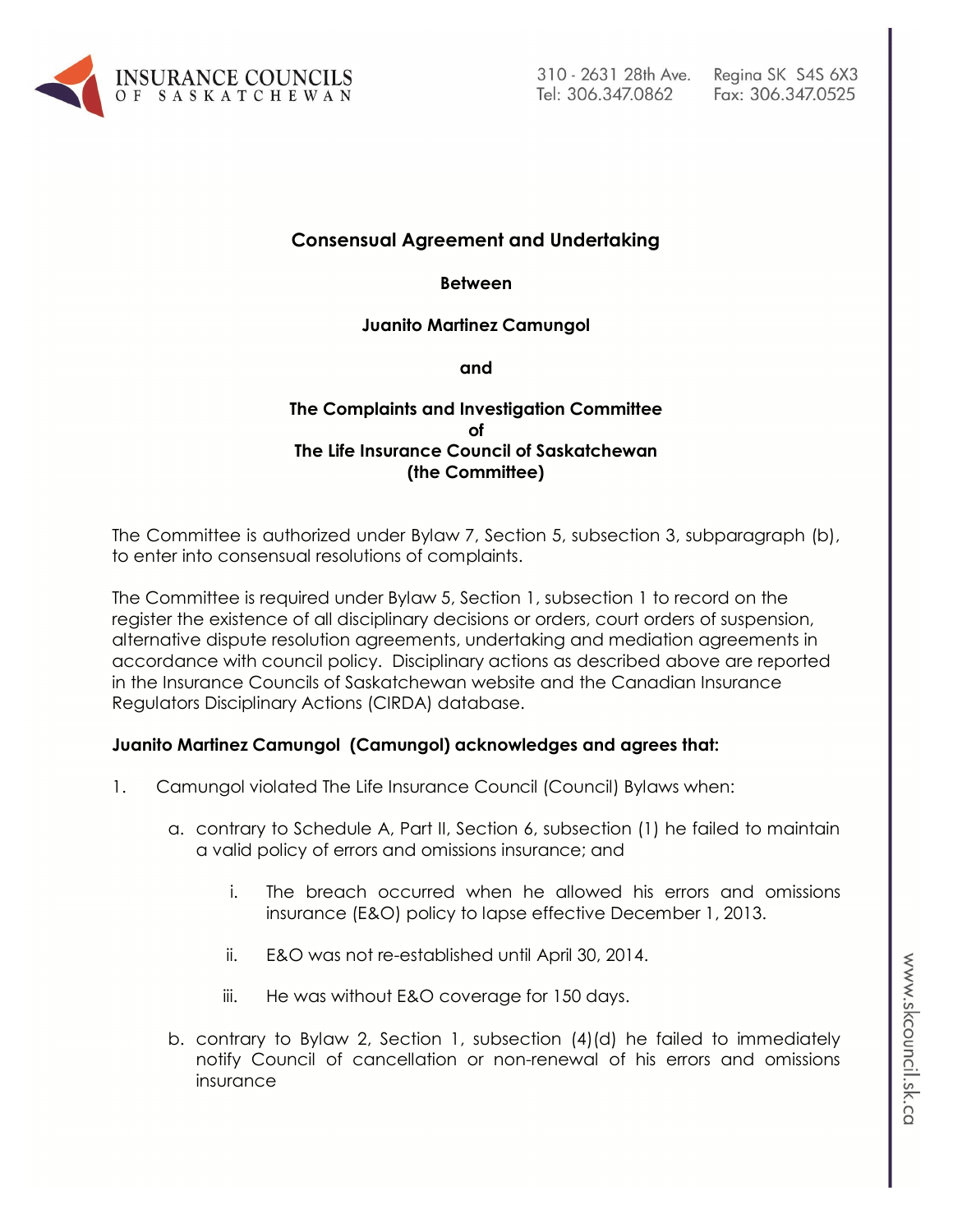# Consensual Agreement and Undertaking

**Between**

**Juanito Martinez Camungol**

**and**

**The Complaints and Investigation Committee**
**of**
**The Life Insurance Council of Saskatchewan**
**(the Committee)**

The Committee is authorized under Bylaw 7, Section 5, subsection 3, subparagraph (b), to enter into consensual resolutions of complaints.

The Committee is required under Bylaw 5, Section 1, subsection 1 to record on the register the existence of all disciplinary decisions or orders, court orders of suspension, alternative dispute resolution agreements, undertaking and mediation agreements in accordance with council policy. Disciplinary actions as described above are reported in the Insurance Councils of Saskatchewan website and the Canadian Insurance Regulators Disciplinary Actions (CIRDA) database.

**Juanito Martinez Camungol (Camungol) acknowledges and agrees that:**

1. Camungol violated The Life Insurance Council (Council) Bylaws when:

   a. contrary to Schedule A, Part II, Section 6, subsection (1) he failed to maintain a valid policy of errors and omissions insurance; and

      i. The breach occurred when he allowed his errors and omissions insurance (E&O) policy to lapse effective December 1, 2013.

      ii. E&O was not re-established until April 30, 2014.

      iii. He was without E&O coverage for 150 days.

   b. contrary to Bylaw 2, Section 1, subsection (4)(d) he failed to immediately notify Council of cancellation or non-renewal of his errors and omissions insurance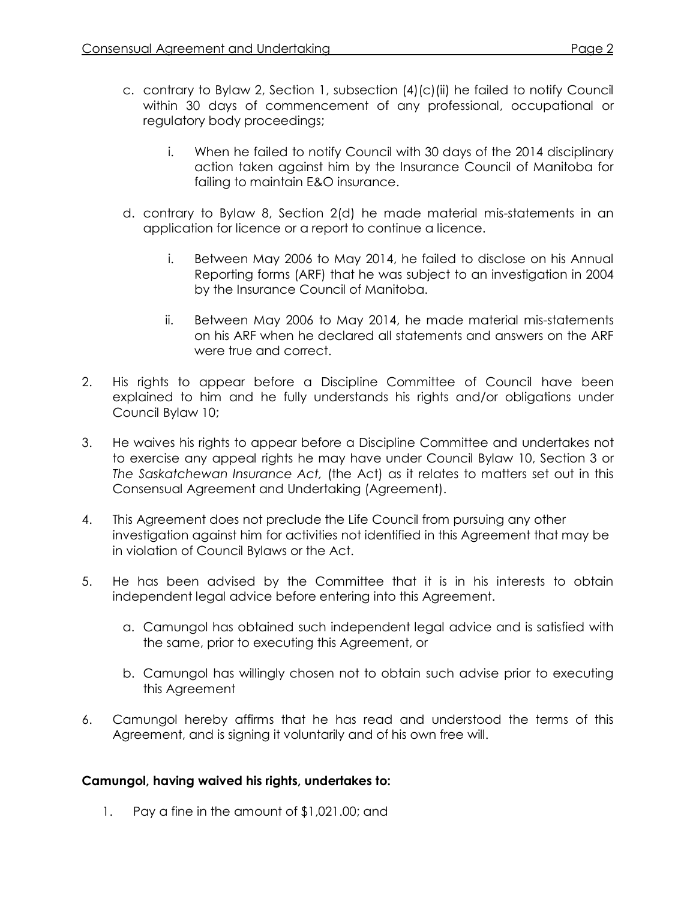c. contrary to Bylaw 2, Section 1, subsection (4)(c)(ii) he failed to notify Council within 30 days of commencement of any professional, occupational or regulatory body proceedings;

   i. When he failed to notify Council with 30 days of the 2014 disciplinary action taken against him by the Insurance Council of Manitoba for failing to maintain E&O insurance.

d. contrary to Bylaw 8, Section 2(d) he made material mis-statements in an application for licence or a report to continue a licence.

   i. Between May 2006 to May 2014, he failed to disclose on his Annual Reporting forms (ARF) that he was subject to an investigation in 2004 by the Insurance Council of Manitoba.

   ii. Between May 2006 to May 2014, he made material mis-statements on his ARF when he declared all statements and answers on the ARF were true and correct.

2. His rights to appear before a Discipline Committee of Council have been explained to him and he fully understands his rights and/or obligations under Council Bylaw 10;

3. He waives his rights to appear before a Discipline Committee and undertakes not to exercise any appeal rights he may have under Council Bylaw 10, Section 3 or *The Saskatchewan Insurance Act,* (the Act) as it relates to matters set out in this Consensual Agreement and Undertaking (Agreement).

4. This Agreement does not preclude the Life Council from pursuing any other investigation against him for activities not identified in this Agreement that may be in violation of Council Bylaws or the Act.

5. He has been advised by the Committee that it is in his interests to obtain independent legal advice before entering into this Agreement.

   a. Camungol has obtained such independent legal advice and is satisfied with the same, prior to executing this Agreement, or

   b. Camungol has willingly chosen not to obtain such advise prior to executing this Agreement

6. Camungol hereby affirms that he has read and understood the terms of this Agreement, and is signing it voluntarily and of his own free will.

**Camungol, having waived his rights, undertakes to:**

1. Pay a fine in the amount of $1,021.00; and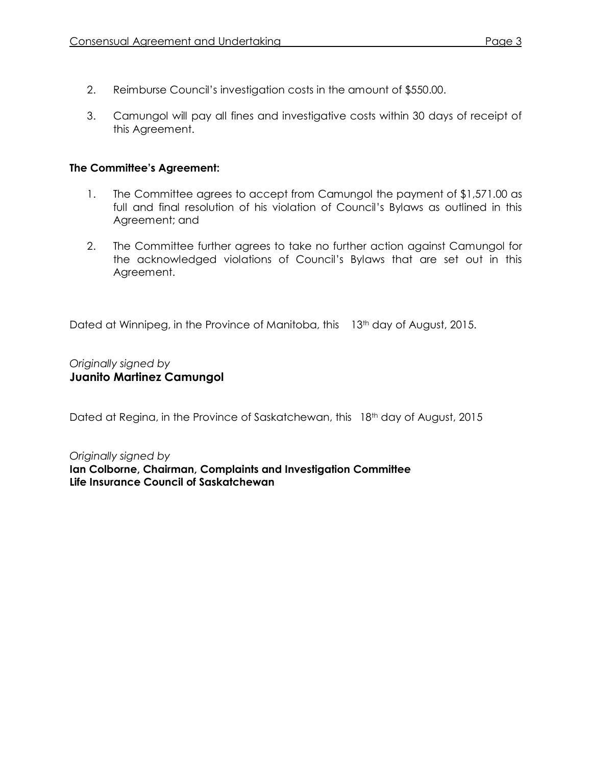2. Reimburse Council's investigation costs in the amount of $550.00.

3. Camungol will pay all fines and investigative costs within 30 days of receipt of this Agreement.

**The Committee's Agreement:**

1. The Committee agrees to accept from Camungol the payment of $1,571.00 as full and final resolution of his violation of Council's Bylaws as outlined in this Agreement; and

2. The Committee further agrees to take no further action against Camungol for the acknowledged violations of Council's Bylaws that are set out in this Agreement.

Dated at Winnipeg, in the Province of Manitoba, this 13th day of August, 2015.

*Originally signed by*
**Juanito Martinez Camungol**

Dated at Regina, in the Province of Saskatchewan, this 18th day of August, 2015

*Originally signed by*
**Ian Colborne, Chairman, Complaints and Investigation Committee**
**Life Insurance Council of Saskatchewan**